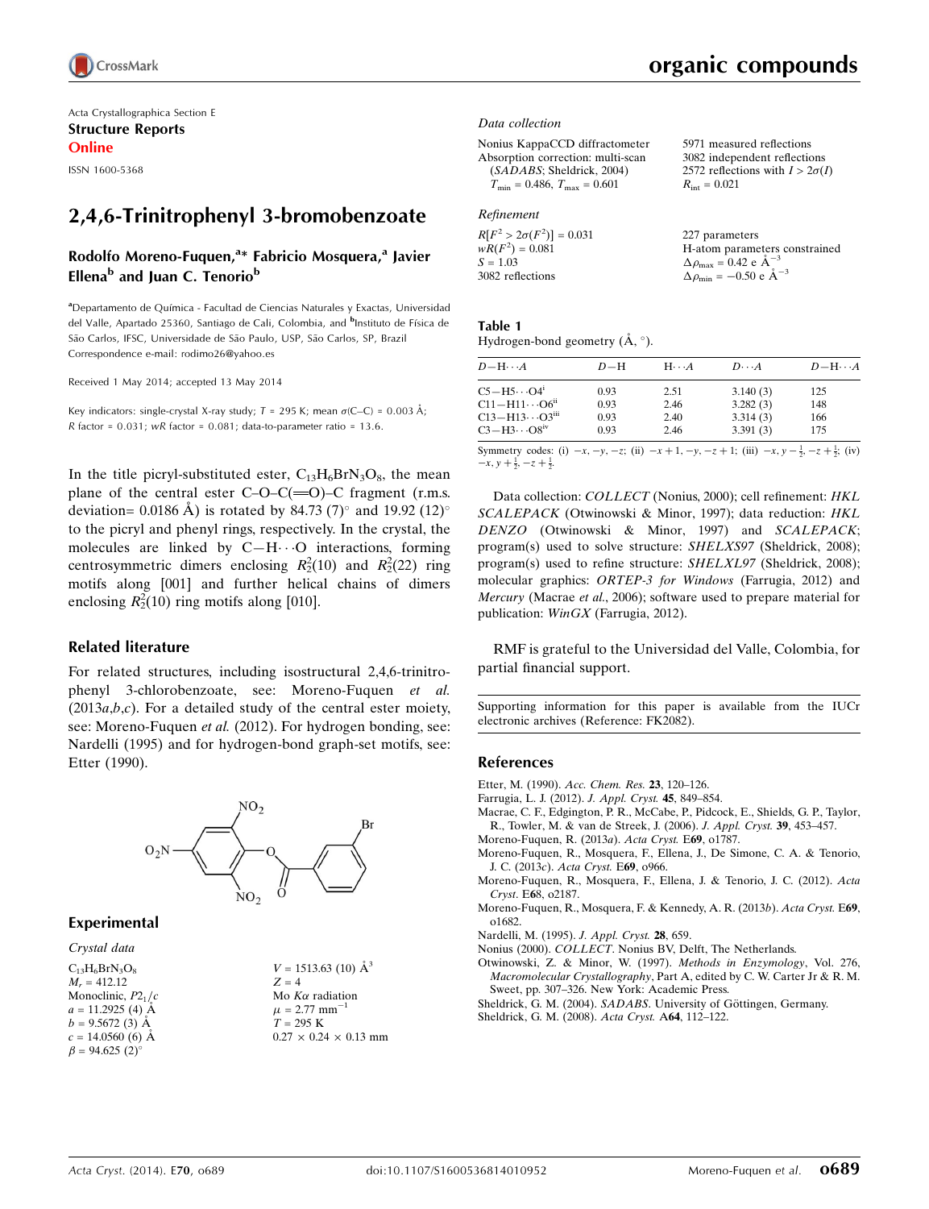Acta Crystallographica Section E

**Structure Reports Online**

ISSN 1600-5368

# 2,4,6-Trinitrophenyl 3-bromobenzoate

**Rodolfo Moreno-Fuquen,[a]* Fabricio Mosquera,[a] Javier Ellena[b] and Juan C. Tenorio[b]**

[a]Departamento de Química - Facultad de Ciencias Naturales y Exactas, Universidad del Valle, Apartado 25360, Santiago de Cali, Colombia, and [b]Instituto de Física de São Carlos, IFSC, Universidade de São Paulo, USP, São Carlos, SP, Brazil
Correspondence e-mail: rodimo26@yahoo.es

Received 1 May 2014; accepted 13 May 2014

Key indicators: single-crystal X-ray study; $T$ = 295 K; mean $\sigma$(C–C) = 0.003 Å; $R$ factor = 0.031; $wR$ factor = 0.081; data-to-parameter ratio = 13.6.

In the title picryl-substituted ester, $C_{13}H_6BrN_3O_8$, the mean plane of the central ester C–O–C(=O)–C fragment (r.m.s. deviation= 0.0186 Å) is rotated by 84.73 (7)° and 19.92 (12)° to the picryl and phenyl rings, respectively. In the crystal, the molecules are linked by C—H···O interactions, forming centrosymmetric dimers enclosing $R_2^2(10)$ and $R_2^2(22)$ ring motifs along [001] and further helical chains of dimers enclosing $R_2^2(10)$ ring motifs along [010].

## Related literature

For related structures, including isostructural 2,4,6-trinitrophenyl 3-chlorobenzoate, see: Moreno-Fuquen *et al.* (2013*a*,*b*,*c*). For a detailed study of the central ester moiety, see: Moreno-Fuquen *et al.* (2012). For hydrogen bonding, see: Nardelli (1995) and for hydrogen-bond graph-set motifs, see: Etter (1990).

## Experimental

### Crystal data

$C_{13}H_6BrN_3O_8$
$M_r$ = 412.12
Monoclinic, $P2_1/c$
$a$ = 11.2925 (4) Å
$b$ = 9.5672 (3) Å
$c$ = 14.0560 (6) Å
$\beta$ = 94.625 (2)°
$V$ = 1513.63 (10) Å$^3$
$Z$ = 4
Mo $K\alpha$ radiation
$\mu$ = 2.77 mm$^{-1}$
$T$ = 295 K
0.27 × 0.24 × 0.13 mm

### Data collection

Nonius KappaCCD diffractometer
Absorption correction: multi-scan (*SADABS*; Sheldrick, 2004)
$T_{min}$ = 0.486, $T_{max}$ = 0.601
5971 measured reflections
3082 independent reflections
2572 reflections with $I > 2\sigma(I)$
$R_{int}$ = 0.021

### Refinement

$R[F^2 > 2\sigma(F^2)]$ = 0.031
$wR(F^2)$ = 0.081
$S$ = 1.03
3082 reflections
227 parameters
H-atom parameters constrained
$\Delta\rho_{max}$ = 0.42 e Å$^{-3}$
$\Delta\rho_{min}$ = −0.50 e Å$^{-3}$

**Table 1**
Hydrogen-bond geometry (Å, °).

| $D$—H···$A$ | $D$—H | H···$A$ | $D$···$A$ | $D$—H···$A$ |
|---|---|---|---|---|
| C5—H5···O4$^{i}$ | 0.93 | 2.51 | 3.140 (3) | 125 |
| C11—H11···O6$^{ii}$ | 0.93 | 2.46 | 3.282 (3) | 148 |
| C13—H13···O3$^{iii}$ | 0.93 | 2.40 | 3.314 (3) | 166 |
| C3—H3···O8$^{iv}$ | 0.93 | 2.46 | 3.391 (3) | 175 |

Symmetry codes: (i) $-x, -y, -z$; (ii) $-x+1, -y, -z+1$; (iii) $-x, y-\frac{1}{2}, -z+\frac{1}{2}$; (iv) $-x, y+\frac{1}{2}, -z+\frac{1}{2}$.

Data collection: *COLLECT* (Nonius, 2000); cell refinement: *HKL SCALEPACK* (Otwinowski & Minor, 1997); data reduction: *HKL DENZO* (Otwinowski & Minor, 1997) and *SCALEPACK*; program(s) used to solve structure: *SHELXS97* (Sheldrick, 2008); program(s) used to refine structure: *SHELXL97* (Sheldrick, 2008); molecular graphics: *ORTEP-3 for Windows* (Farrugia, 2012) and *Mercury* (Macrae *et al.*, 2006); software used to prepare material for publication: *WinGX* (Farrugia, 2012).

RMF is grateful to the Universidad del Valle, Colombia, for partial financial support.

Supporting information for this paper is available from the IUCr electronic archives (Reference: FK2082).

## References

Etter, M. (1990). *Acc. Chem. Res.* **23**, 120–126.
Farrugia, L. J. (2012). *J. Appl. Cryst.* **45**, 849–854.
Macrae, C. F., Edgington, P. R., McCabe, P., Pidcock, E., Shields, G. P., Taylor, R., Towler, M. & van de Streek, J. (2006). *J. Appl. Cryst.* **39**, 453–457.
Moreno-Fuquen, R. (2013*a*). *Acta Cryst.* E**69**, o1787.
Moreno-Fuquen, R., Mosquera, F., Ellena, J., De Simone, C. A. & Tenorio, J. C. (2013*c*). *Acta Cryst.* E**69**, o966.
Moreno-Fuquen, R., Mosquera, F., Ellena, J. & Tenorio, J. C. (2012). *Acta Cryst.* E**68**, o2187.
Moreno-Fuquen, R., Mosquera, F. & Kennedy, A. R. (2013*b*). *Acta Cryst.* E**69**, o1682.
Nardelli, M. (1995). *J. Appl. Cryst.* **28**, 659.
Nonius (2000). *COLLECT*. Nonius BV, Delft, The Netherlands.
Otwinowski, Z. & Minor, W. (1997). *Methods in Enzymology*, Vol. 276, *Macromolecular Crystallography*, Part A, edited by C. W. Carter Jr & R. M. Sweet, pp. 307–326. New York: Academic Press.
Sheldrick, G. M. (2004). *SADABS*. University of Göttingen, Germany.
Sheldrick, G. M. (2008). *Acta Cryst.* A**64**, 112–122.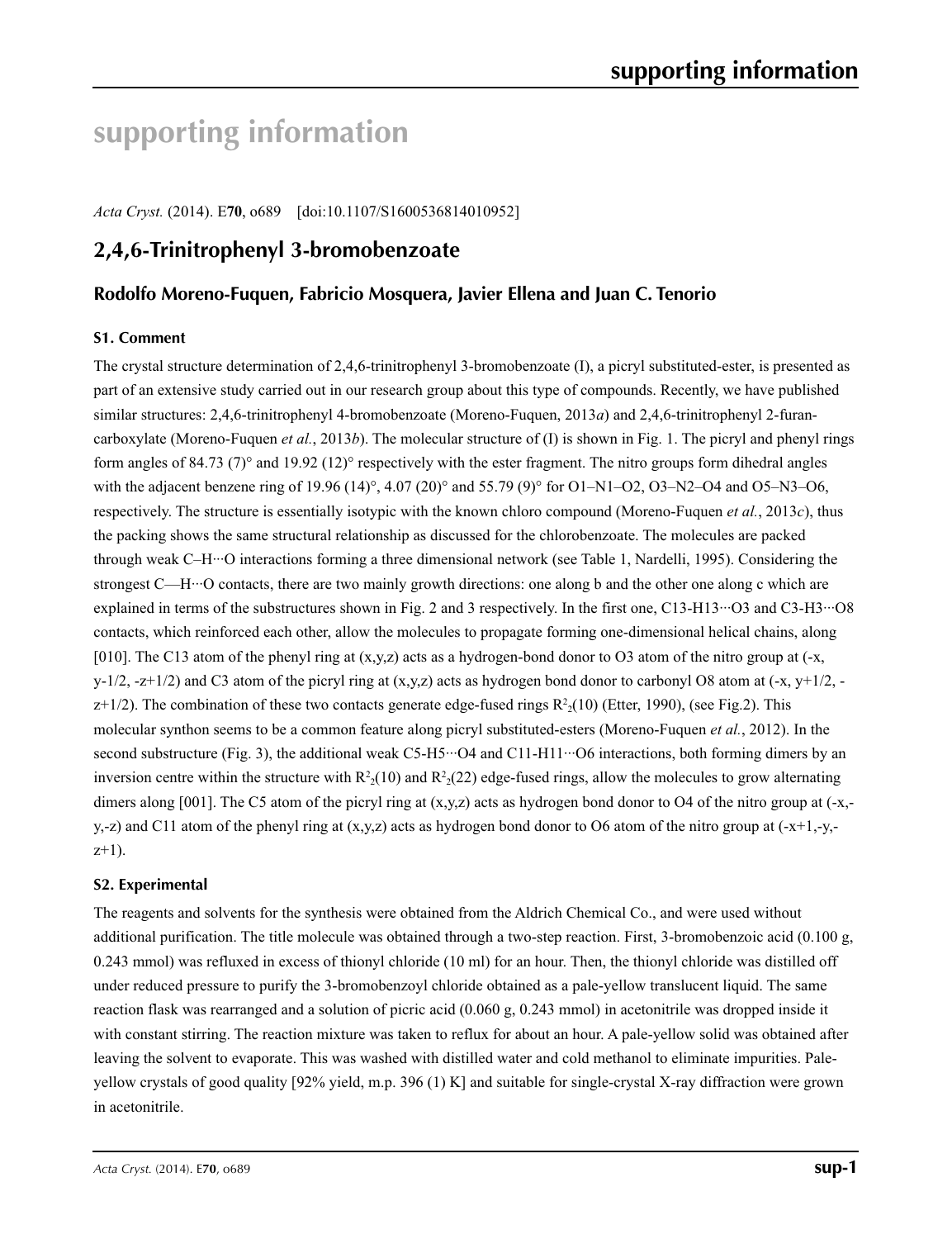# supporting information

*Acta Cryst.* (2014). E**70**, o689 [doi:10.1107/S1600536814010952]

## 2,4,6-Trinitrophenyl 3-bromobenzoate

### Rodolfo Moreno-Fuquen, Fabricio Mosquera, Javier Ellena and Juan C. Tenorio

#### S1. Comment

The crystal structure determination of 2,4,6-trinitrophenyl 3-bromobenzoate (I), a picryl substituted-ester, is presented as part of an extensive study carried out in our research group about this type of compounds. Recently, we have published similar structures: 2,4,6-trinitrophenyl 4-bromobenzoate (Moreno-Fuquen, 2013*a*) and 2,4,6-trinitrophenyl 2-furan-carboxylate (Moreno-Fuquen *et al.*, 2013*b*). The molecular structure of (I) is shown in Fig. 1. The picryl and phenyl rings form angles of 84.73 (7)° and 19.92 (12)° respectively with the ester fragment. The nitro groups form dihedral angles with the adjacent benzene ring of 19.96 (14)°, 4.07 (20)° and 55.79 (9)° for O1–N1–O2, O3–N2–O4 and O5–N3–O6, respectively. The structure is essentially isotypic with the known chloro compound (Moreno-Fuquen *et al.*, 2013*c*), thus the packing shows the same structural relationship as discussed for the chlorobenzoate. The molecules are packed through weak C–H···O interactions forming a three dimensional network (see Table 1, Nardelli, 1995). Considering the strongest C—H···O contacts, there are two mainly growth directions: one along b and the other one along c which are explained in terms of the substructures shown in Fig. 2 and 3 respectively. In the first one, C13-H13···O3 and C3-H3···O8 contacts, which reinforced each other, allow the molecules to propagate forming one-dimensional helical chains, along [010]. The C13 atom of the phenyl ring at (x,y,z) acts as a hydrogen-bond donor to O3 atom of the nitro group at (-x, y-1/2, -z+1/2) and C3 atom of the picryl ring at (x,y,z) acts as hydrogen bond donor to carbonyl O8 atom at (-x, y+1/2, -z+1/2). The combination of these two contacts generate edge-fused rings $R^2_2(10)$ (Etter, 1990), (see Fig.2). This molecular synthon seems to be a common feature along picryl substituted-esters (Moreno-Fuquen *et al.*, 2012). In the second substructure (Fig. 3), the additional weak C5-H5···O4 and C11-H11···O6 interactions, both forming dimers by an inversion centre within the structure with $R^2_2(10)$ and $R^2_2(22)$ edge-fused rings, allow the molecules to grow alternating dimers along [001]. The C5 atom of the picryl ring at (x,y,z) acts as hydrogen bond donor to O4 of the nitro group at (-x,-y,-z) and C11 atom of the phenyl ring at (x,y,z) acts as hydrogen bond donor to O6 atom of the nitro group at (-x+1,-y,-z+1).

#### S2. Experimental

The reagents and solvents for the synthesis were obtained from the Aldrich Chemical Co., and were used without additional purification. The title molecule was obtained through a two-step reaction. First, 3-bromobenzoic acid (0.100 g, 0.243 mmol) was refluxed in excess of thionyl chloride (10 ml) for an hour. Then, the thionyl chloride was distilled off under reduced pressure to purify the 3-bromobenzoyl chloride obtained as a pale-yellow translucent liquid. The same reaction flask was rearranged and a solution of picric acid (0.060 g, 0.243 mmol) in acetonitrile was dropped inside it with constant stirring. The reaction mixture was taken to reflux for about an hour. A pale-yellow solid was obtained after leaving the solvent to evaporate. This was washed with distilled water and cold methanol to eliminate impurities. Pale-yellow crystals of good quality [92% yield, m.p. 396 (1) K] and suitable for single-crystal X-ray diffraction were grown in acetonitrile.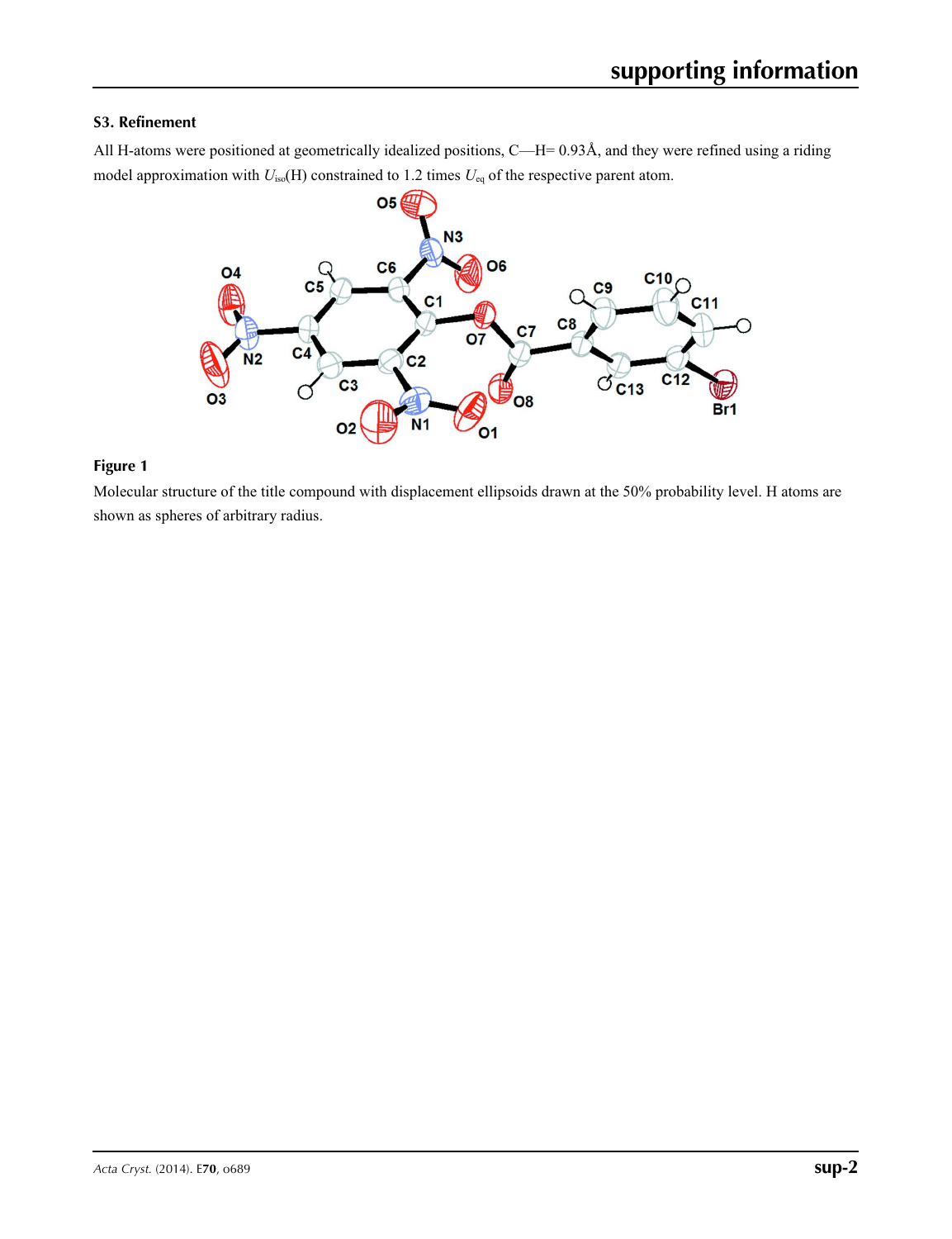### S3. Refinement

All H-atoms were positioned at geometrically idealized positions, C—H= 0.93Å, and they were refined using a riding model approximation with $U_{iso}$(H) constrained to 1.2 times $U_{eq}$ of the respective parent atom.

**Figure 1**

Molecular structure of the title compound with displacement ellipsoids drawn at the 50% probability level. H atoms are shown as spheres of arbitrary radius.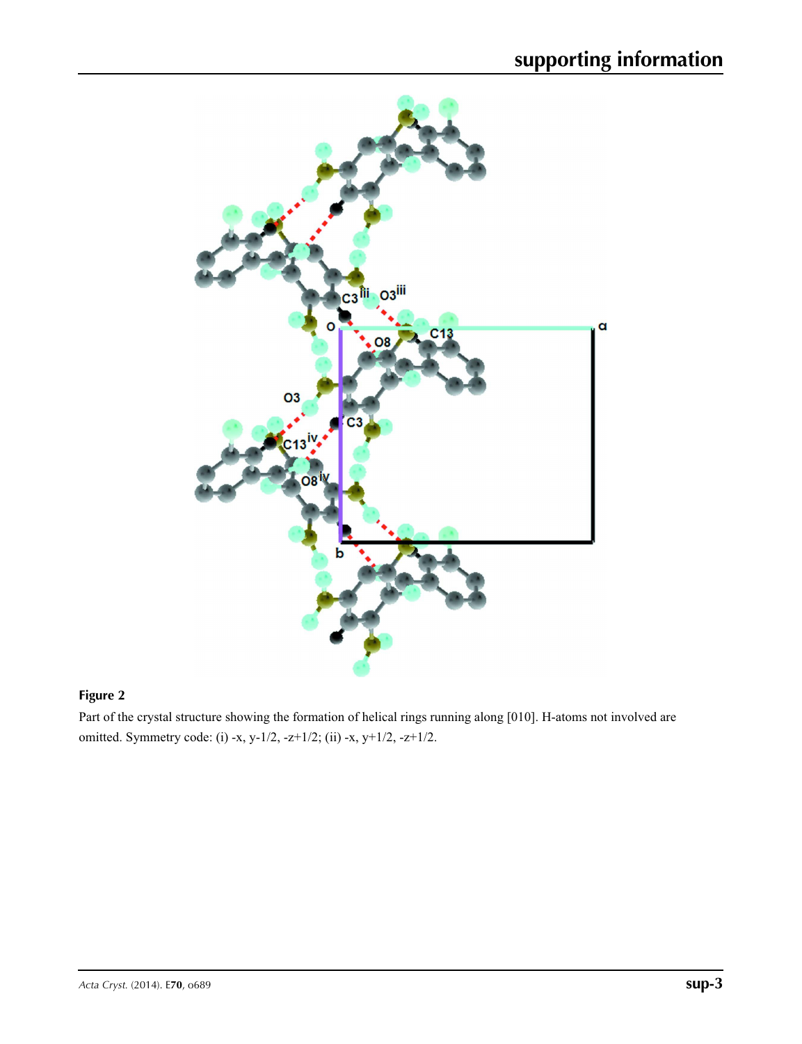**Figure 2**

Part of the crystal structure showing the formation of helical rings running along [010]. H-atoms not involved are omitted. Symmetry code: (i) -x, y-1/2, -z+1/2; (ii) -x, y+1/2, -z+1/2.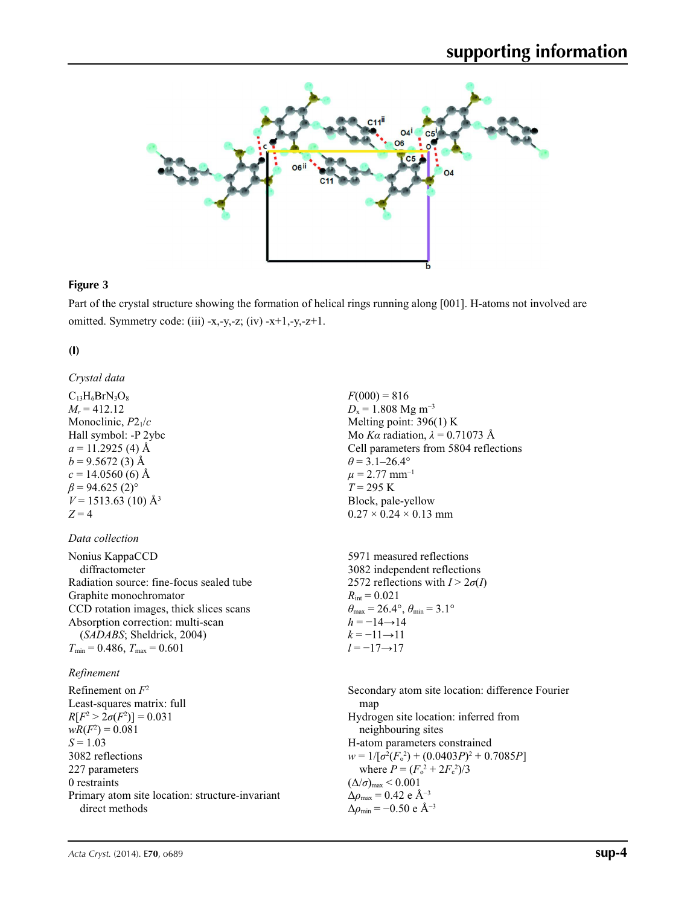**Figure 3**

Part of the crystal structure showing the formation of helical rings running along [001]. H-atoms not involved are omitted. Symmetry code: (iii) -x,-y,-z; (iv) -x+1,-y,-z+1.

**(I)**

*Crystal data*

$C_{13}H_6BrN_3O_8$
$M_r = 412.12$
Monoclinic, $P2_1/c$
Hall symbol: -P 2ybc
$a = 11.2925$ (4) Å
$b = 9.5672$ (3) Å
$c = 14.0560$ (6) Å
$\beta = 94.625$ (2)°
$V = 1513.63$ (10) Å$^3$
$Z = 4$
$F(000) = 816$
$D_x = 1.808$ Mg m$^{-3}$
Melting point: 396(1) K
Mo $K\alpha$ radiation, $\lambda = 0.71073$ Å
Cell parameters from 5804 reflections
$\theta = 3.1$–26.4°
$\mu = 2.77$ mm$^{-1}$
$T = 295$ K
Block, pale-yellow
0.27 × 0.24 × 0.13 mm

*Data collection*

Nonius KappaCCD diffractometer
Radiation source: fine-focus sealed tube
Graphite monochromator
CCD rotation images, thick slices scans
Absorption correction: multi-scan (*SADABS*; Sheldrick, 2004)
$T_{min} = 0.486$, $T_{max} = 0.601$
5971 measured reflections
3082 independent reflections
2572 reflections with $I > 2\sigma(I)$
$R_{int} = 0.021$
$\theta_{max} = 26.4°$, $\theta_{min} = 3.1°$
$h = -14 \rightarrow 14$
$k = -11 \rightarrow 11$
$l = -17 \rightarrow 17$

*Refinement*

Refinement on $F^2$
Least-squares matrix: full
$R[F^2 > 2\sigma(F^2)] = 0.031$
$wR(F^2) = 0.081$
$S = 1.03$
3082 reflections
227 parameters
0 restraints
Primary atom site location: structure-invariant direct methods
Secondary atom site location: difference Fourier map
Hydrogen site location: inferred from neighbouring sites
H-atom parameters constrained
$w = 1/[\sigma^2(F_o^2) + (0.0403P)^2 + 0.7085P]$ where $P = (F_o^2 + 2F_c^2)/3$
$(\Delta/\sigma)_{max} < 0.001$
$\Delta\rho_{max} = 0.42$ e Å$^{-3}$
$\Delta\rho_{min} = -0.50$ e Å$^{-3}$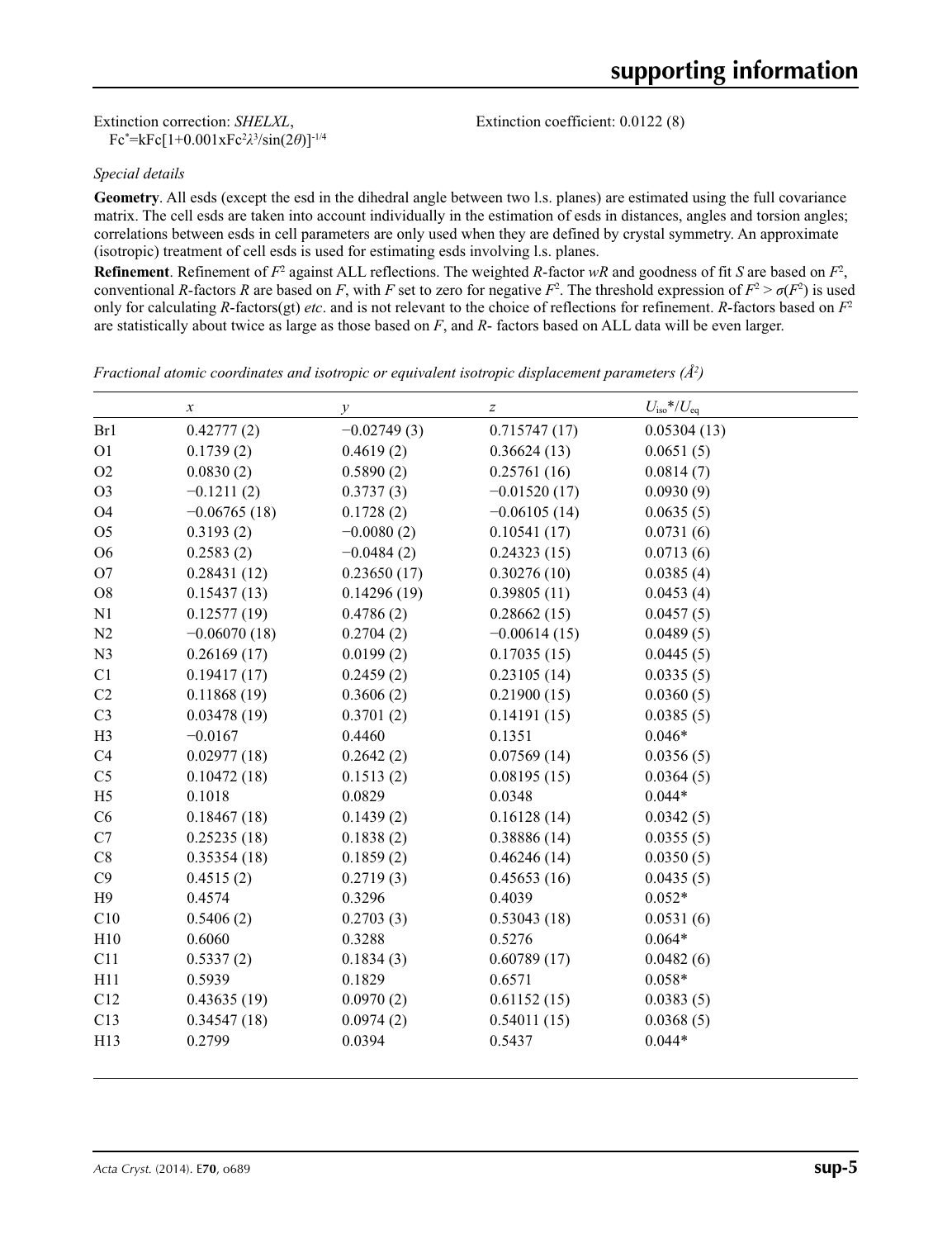Extinction correction: *SHELXL*, $Fc^{*}=kFc[1+0.001xFc^{2}\lambda^{3}/\sin(2\theta)]^{-1/4}$

Extinction coefficient: 0.0122 (8)

*Special details*

**Geometry**. All esds (except the esd in the dihedral angle between two l.s. planes) are estimated using the full covariance matrix. The cell esds are taken into account individually in the estimation of esds in distances, angles and torsion angles; correlations between esds in cell parameters are only used when they are defined by crystal symmetry. An approximate (isotropic) treatment of cell esds is used for estimating esds involving l.s. planes.

**Refinement**. Refinement of $F^2$ against ALL reflections. The weighted *R*-factor *wR* and goodness of fit *S* are based on $F^2$, conventional *R*-factors *R* are based on *F*, with *F* set to zero for negative $F^2$. The threshold expression of $F^2 > \sigma(F^2)$ is used only for calculating *R*-factors(gt) *etc*. and is not relevant to the choice of reflections for refinement. *R*-factors based on $F^2$ are statistically about twice as large as those based on *F*, and *R*- factors based on ALL data will be even larger.

*Fractional atomic coordinates and isotropic or equivalent isotropic displacement parameters (Å²)*

| | *x* | *y* | *z* | $U_{iso}$*/$U_{eq}$ |
|---|---|---|---|---|
| Br1 | 0.42777 (2) | −0.02749 (3) | 0.715747 (17) | 0.05304 (13) |
| O1 | 0.1739 (2) | 0.4619 (2) | 0.36624 (13) | 0.0651 (5) |
| O2 | 0.0830 (2) | 0.5890 (2) | 0.25761 (16) | 0.0814 (7) |
| O3 | −0.1211 (2) | 0.3737 (3) | −0.01520 (17) | 0.0930 (9) |
| O4 | −0.06765 (18) | 0.1728 (2) | −0.06105 (14) | 0.0635 (5) |
| O5 | 0.3193 (2) | −0.0080 (2) | 0.10541 (17) | 0.0731 (6) |
| O6 | 0.2583 (2) | −0.0484 (2) | 0.24323 (15) | 0.0713 (6) |
| O7 | 0.28431 (12) | 0.23650 (17) | 0.30276 (10) | 0.0385 (4) |
| O8 | 0.15437 (13) | 0.14296 (19) | 0.39805 (11) | 0.0453 (4) |
| N1 | 0.12577 (19) | 0.4786 (2) | 0.28662 (15) | 0.0457 (5) |
| N2 | −0.06070 (18) | 0.2704 (2) | −0.00614 (15) | 0.0489 (5) |
| N3 | 0.26169 (17) | 0.0199 (2) | 0.17035 (15) | 0.0445 (5) |
| C1 | 0.19417 (17) | 0.2459 (2) | 0.23105 (14) | 0.0335 (5) |
| C2 | 0.11868 (19) | 0.3606 (2) | 0.21900 (15) | 0.0360 (5) |
| C3 | 0.03478 (19) | 0.3701 (2) | 0.14191 (15) | 0.0385 (5) |
| H3 | −0.0167 | 0.4460 | 0.1351 | 0.046* |
| C4 | 0.02977 (18) | 0.2642 (2) | 0.07569 (14) | 0.0356 (5) |
| C5 | 0.10472 (18) | 0.1513 (2) | 0.08195 (15) | 0.0364 (5) |
| H5 | 0.1018 | 0.0829 | 0.0348 | 0.044* |
| C6 | 0.18467 (18) | 0.1439 (2) | 0.16128 (14) | 0.0342 (5) |
| C7 | 0.25235 (18) | 0.1838 (2) | 0.38886 (14) | 0.0355 (5) |
| C8 | 0.35354 (18) | 0.1859 (2) | 0.46246 (14) | 0.0350 (5) |
| C9 | 0.4515 (2) | 0.2719 (3) | 0.45653 (16) | 0.0435 (5) |
| H9 | 0.4574 | 0.3296 | 0.4039 | 0.052* |
| C10 | 0.5406 (2) | 0.2703 (3) | 0.53043 (18) | 0.0531 (6) |
| H10 | 0.6060 | 0.3288 | 0.5276 | 0.064* |
| C11 | 0.5337 (2) | 0.1834 (3) | 0.60789 (17) | 0.0482 (6) |
| H11 | 0.5939 | 0.1829 | 0.6571 | 0.058* |
| C12 | 0.43635 (19) | 0.0970 (2) | 0.61152 (15) | 0.0383 (5) |
| C13 | 0.34547 (18) | 0.0974 (2) | 0.54011 (15) | 0.0368 (5) |
| H13 | 0.2799 | 0.0394 | 0.5437 | 0.044* |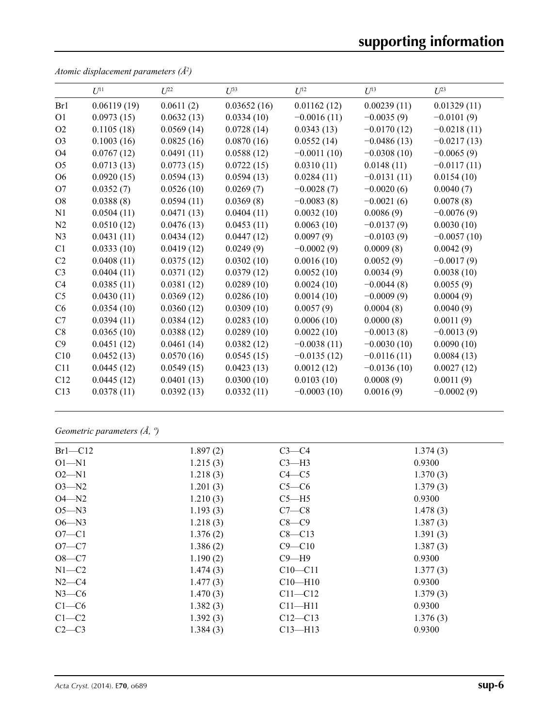*Atomic displacement parameters (Å²)*

| | $U^{11}$ | $U^{22}$ | $U^{33}$ | $U^{12}$ | $U^{13}$ | $U^{23}$ |
|---|---|---|---|---|---|---|
| Br1 | 0.06119 (19) | 0.0611 (2) | 0.03652 (16) | 0.01162 (12) | 0.00239 (11) | 0.01329 (11) |
| O1 | 0.0973 (15) | 0.0632 (13) | 0.0334 (10) | −0.0016 (11) | −0.0035 (9) | −0.0101 (9) |
| O2 | 0.1105 (18) | 0.0569 (14) | 0.0728 (14) | 0.0343 (13) | −0.0170 (12) | −0.0218 (11) |
| O3 | 0.1003 (16) | 0.0825 (16) | 0.0870 (16) | 0.0552 (14) | −0.0486 (13) | −0.0217 (13) |
| O4 | 0.0767 (12) | 0.0491 (11) | 0.0588 (12) | −0.0011 (10) | −0.0308 (10) | −0.0065 (9) |
| O5 | 0.0713 (13) | 0.0773 (15) | 0.0722 (15) | 0.0310 (11) | 0.0148 (11) | −0.0117 (11) |
| O6 | 0.0920 (15) | 0.0594 (13) | 0.0594 (13) | 0.0284 (11) | −0.0131 (11) | 0.0154 (10) |
| O7 | 0.0352 (7) | 0.0526 (10) | 0.0269 (7) | −0.0028 (7) | −0.0020 (6) | 0.0040 (7) |
| O8 | 0.0388 (8) | 0.0594 (11) | 0.0369 (8) | −0.0083 (8) | −0.0021 (6) | 0.0078 (8) |
| N1 | 0.0504 (11) | 0.0471 (13) | 0.0404 (11) | 0.0032 (10) | 0.0086 (9) | −0.0076 (9) |
| N2 | 0.0510 (12) | 0.0476 (13) | 0.0453 (11) | 0.0063 (10) | −0.0137 (9) | 0.0030 (10) |
| N3 | 0.0431 (11) | 0.0434 (12) | 0.0447 (12) | 0.0097 (9) | −0.0103 (9) | −0.0057 (10) |
| C1 | 0.0333 (10) | 0.0419 (12) | 0.0249 (9) | −0.0002 (9) | 0.0009 (8) | 0.0042 (9) |
| C2 | 0.0408 (11) | 0.0375 (12) | 0.0302 (10) | 0.0016 (10) | 0.0052 (9) | −0.0017 (9) |
| C3 | 0.0404 (11) | 0.0371 (12) | 0.0379 (12) | 0.0052 (10) | 0.0034 (9) | 0.0038 (10) |
| C4 | 0.0385 (11) | 0.0381 (12) | 0.0289 (10) | 0.0024 (10) | −0.0044 (8) | 0.0055 (9) |
| C5 | 0.0430 (11) | 0.0369 (12) | 0.0286 (10) | 0.0014 (10) | −0.0009 (9) | 0.0004 (9) |
| C6 | 0.0354 (10) | 0.0360 (12) | 0.0309 (10) | 0.0057 (9) | 0.0004 (8) | 0.0040 (9) |
| C7 | 0.0394 (11) | 0.0384 (12) | 0.0283 (10) | 0.0006 (10) | 0.0000 (8) | 0.0011 (9) |
| C8 | 0.0365 (10) | 0.0388 (12) | 0.0289 (10) | 0.0022 (10) | −0.0013 (8) | −0.0013 (9) |
| C9 | 0.0451 (12) | 0.0461 (14) | 0.0382 (12) | −0.0038 (11) | −0.0030 (10) | 0.0090 (10) |
| C10 | 0.0452 (13) | 0.0570 (16) | 0.0545 (15) | −0.0135 (12) | −0.0116 (11) | 0.0084 (13) |
| C11 | 0.0445 (12) | 0.0549 (15) | 0.0423 (13) | 0.0012 (12) | −0.0136 (10) | 0.0027 (12) |
| C12 | 0.0445 (12) | 0.0401 (13) | 0.0300 (10) | 0.0103 (10) | 0.0008 (9) | 0.0011 (9) |
| C13 | 0.0378 (11) | 0.0392 (13) | 0.0332 (11) | −0.0003 (10) | 0.0016 (9) | −0.0002 (9) |

*Geometric parameters (Å, º)*

| | | | |
|---|---|---|---|
| Br1—C12 | 1.897 (2) | C3—C4 | 1.374 (3) |
| O1—N1 | 1.215 (3) | C3—H3 | 0.9300 |
| O2—N1 | 1.218 (3) | C4—C5 | 1.370 (3) |
| O3—N2 | 1.201 (3) | C5—C6 | 1.379 (3) |
| O4—N2 | 1.210 (3) | C5—H5 | 0.9300 |
| O5—N3 | 1.193 (3) | C7—C8 | 1.478 (3) |
| O6—N3 | 1.218 (3) | C8—C9 | 1.387 (3) |
| O7—C1 | 1.376 (2) | C8—C13 | 1.391 (3) |
| O7—C7 | 1.386 (2) | C9—C10 | 1.387 (3) |
| O8—C7 | 1.190 (2) | C9—H9 | 0.9300 |
| N1—C2 | 1.474 (3) | C10—C11 | 1.377 (3) |
| N2—C4 | 1.477 (3) | C10—H10 | 0.9300 |
| N3—C6 | 1.470 (3) | C11—C12 | 1.379 (3) |
| C1—C6 | 1.382 (3) | C11—H11 | 0.9300 |
| C1—C2 | 1.392 (3) | C12—C13 | 1.376 (3) |
| C2—C3 | 1.384 (3) | C13—H13 | 0.9300 |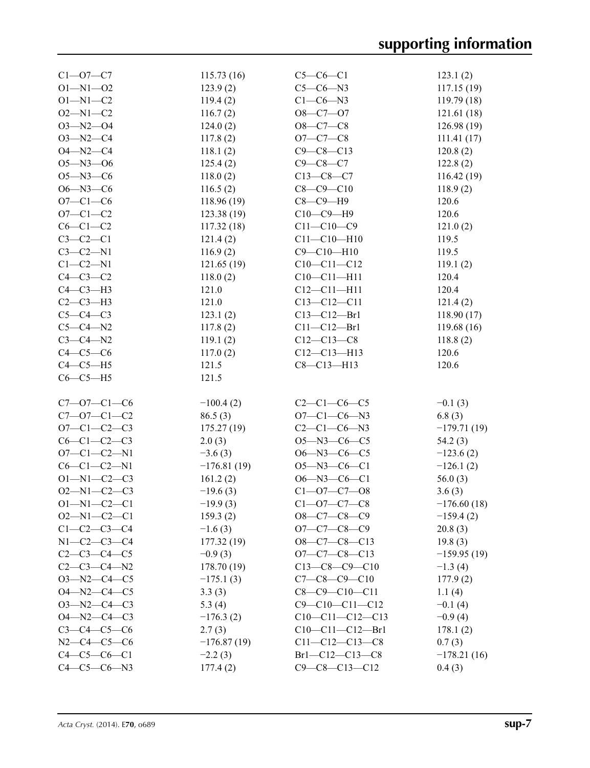| | | | |
|---|---|---|---|
| C1—O7—C7 | 115.73 (16) | C5—C6—C1 | 123.1 (2) |
| O1—N1—O2 | 123.9 (2) | C5—C6—N3 | 117.15 (19) |
| O1—N1—C2 | 119.4 (2) | C1—C6—N3 | 119.79 (18) |
| O2—N1—C2 | 116.7 (2) | O8—C7—O7 | 121.61 (18) |
| O3—N2—O4 | 124.0 (2) | O8—C7—C8 | 126.98 (19) |
| O3—N2—C4 | 117.8 (2) | O7—C7—C8 | 111.41 (17) |
| O4—N2—C4 | 118.1 (2) | C9—C8—C13 | 120.8 (2) |
| O5—N3—O6 | 125.4 (2) | C9—C8—C7 | 122.8 (2) |
| O5—N3—C6 | 118.0 (2) | C13—C8—C7 | 116.42 (19) |
| O6—N3—C6 | 116.5 (2) | C8—C9—C10 | 118.9 (2) |
| O7—C1—C6 | 118.96 (19) | C8—C9—H9 | 120.6 |
| O7—C1—C2 | 123.38 (19) | C10—C9—H9 | 120.6 |
| C6—C1—C2 | 117.32 (18) | C11—C10—C9 | 121.0 (2) |
| C3—C2—C1 | 121.4 (2) | C11—C10—H10 | 119.5 |
| C3—C2—N1 | 116.9 (2) | C9—C10—H10 | 119.5 |
| C1—C2—N1 | 121.65 (19) | C10—C11—C12 | 119.1 (2) |
| C4—C3—C2 | 118.0 (2) | C10—C11—H11 | 120.4 |
| C4—C3—H3 | 121.0 | C12—C11—H11 | 120.4 |
| C2—C3—H3 | 121.0 | C13—C12—C11 | 121.4 (2) |
| C5—C4—C3 | 123.1 (2) | C13—C12—Br1 | 118.90 (17) |
| C5—C4—N2 | 117.8 (2) | C11—C12—Br1 | 119.68 (16) |
| C3—C4—N2 | 119.1 (2) | C12—C13—C8 | 118.8 (2) |
| C4—C5—C6 | 117.0 (2) | C12—C13—H13 | 120.6 |
| C4—C5—H5 | 121.5 | C8—C13—H13 | 120.6 |
| C6—C5—H5 | 121.5 | | |

| | | | |
|---|---|---|---|
| C7—O7—C1—C6 | −100.4 (2) | C2—C1—C6—C5 | −0.1 (3) |
| C7—O7—C1—C2 | 86.5 (3) | O7—C1—C6—N3 | 6.8 (3) |
| O7—C1—C2—C3 | 175.27 (19) | C2—C1—C6—N3 | −179.71 (19) |
| C6—C1—C2—C3 | 2.0 (3) | O5—N3—C6—C5 | 54.2 (3) |
| O7—C1—C2—N1 | −3.6 (3) | O6—N3—C6—C5 | −123.6 (2) |
| C6—C1—C2—N1 | −176.81 (19) | O5—N3—C6—C1 | −126.1 (2) |
| O1—N1—C2—C3 | 161.2 (2) | O6—N3—C6—C1 | 56.0 (3) |
| O2—N1—C2—C3 | −19.6 (3) | C1—O7—C7—O8 | 3.6 (3) |
| O1—N1—C2—C1 | −19.9 (3) | C1—O7—C7—C8 | −176.60 (18) |
| O2—N1—C2—C1 | 159.3 (2) | O8—C7—C8—C9 | −159.4 (2) |
| C1—C2—C3—C4 | −1.6 (3) | O7—C7—C8—C9 | 20.8 (3) |
| N1—C2—C3—C4 | 177.32 (19) | O8—C7—C8—C13 | 19.8 (3) |
| C2—C3—C4—C5 | −0.9 (3) | O7—C7—C8—C13 | −159.95 (19) |
| C2—C3—C4—N2 | 178.70 (19) | C13—C8—C9—C10 | −1.3 (4) |
| O3—N2—C4—C5 | −175.1 (3) | C7—C8—C9—C10 | 177.9 (2) |
| O4—N2—C4—C5 | 3.3 (3) | C8—C9—C10—C11 | 1.1 (4) |
| O3—N2—C4—C3 | 5.3 (4) | C9—C10—C11—C12 | −0.1 (4) |
| O4—N2—C4—C3 | −176.3 (2) | C10—C11—C12—C13 | −0.9 (4) |
| C3—C4—C5—C6 | 2.7 (3) | C10—C11—C12—Br1 | 178.1 (2) |
| N2—C4—C5—C6 | −176.87 (19) | C11—C12—C13—C8 | 0.7 (3) |
| C4—C5—C6—C1 | −2.2 (3) | Br1—C12—C13—C8 | −178.21 (16) |
| C4—C5—C6—N3 | 177.4 (2) | C9—C8—C13—C12 | 0.4 (3) |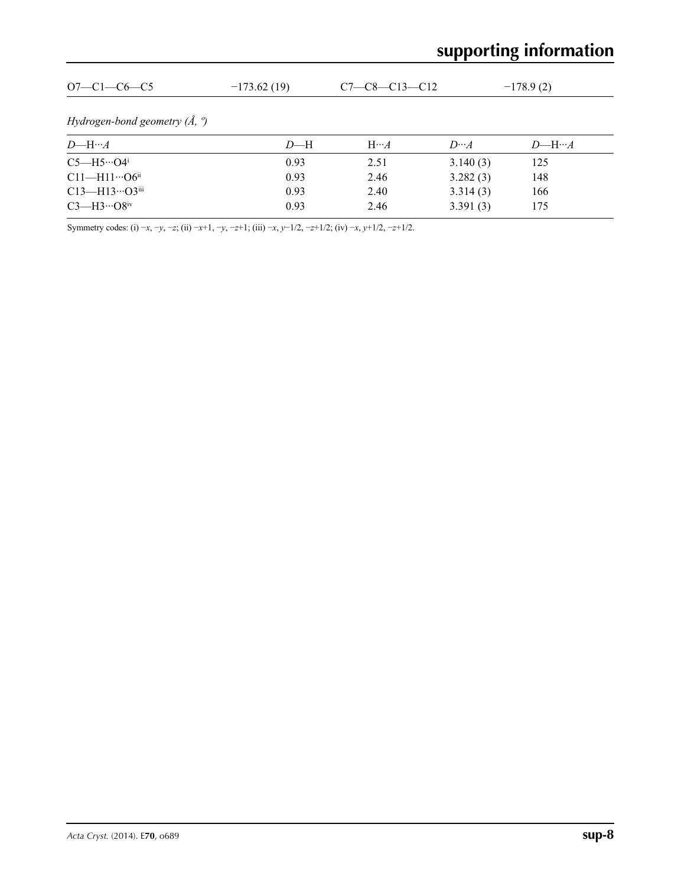| | | | |
|---|---|---|---|
| O7—C1—C6—C5 | −173.62 (19) | C7—C8—C13—C12 | −178.9 (2) |

*Hydrogen-bond geometry (Å, º)*

| *D*—H···*A* | *D*—H | H···*A* | *D*···*A* | *D*—H···*A* |
|---|---|---|---|---|
| C5—H5···O4[i] | 0.93 | 2.51 | 3.140 (3) | 125 |
| C11—H11···O6[ii] | 0.93 | 2.46 | 3.282 (3) | 148 |
| C13—H13···O3[iii] | 0.93 | 2.40 | 3.314 (3) | 166 |
| C3—H3···O8[iv] | 0.93 | 2.46 | 3.391 (3) | 175 |

Symmetry codes: (i) −*x*, −*y*, −*z*; (ii) −*x*+1, −*y*, −*z*+1; (iii) −*x*, *y*−1/2, −*z*+1/2; (iv) −*x*, *y*+1/2, −*z*+1/2.